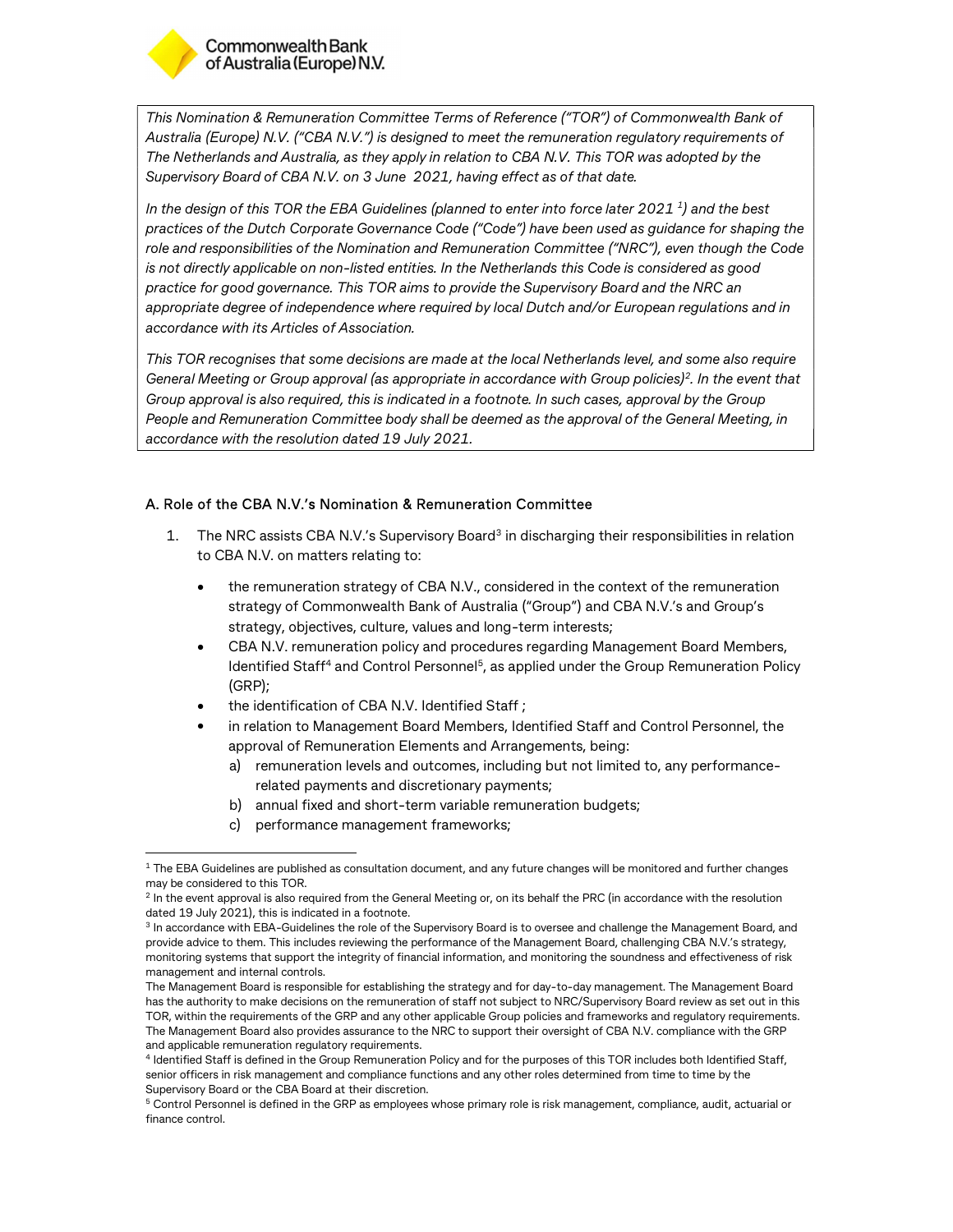*This Nomination & Remuneration Committee Terms of Reference ("TOR") of Commonwealth Bank of Australia (Europe) N.V. ("CBA N.V.") is designed to meet the remuneration regulatory requirements of The Netherlands and Australia, as they apply in relation to CBA N.V. This TOR was adopted by the Supervisory Board of CBA N.V. on 3 June 2021, having effect as of that date.*

*In the design of this TOR the EBA Guidelines (planned to enter into force later 2021 [1]) and the best practices of the Dutch Corporate Governance Code ("Code") have been used as guidance for shaping the role and responsibilities of the Nomination and Remuneration Committee ("NRC"), even though the Code is not directly applicable on non-listed entities. In the Netherlands this Code is considered as good practice for good governance. This TOR aims to provide the Supervisory Board and the NRC an appropriate degree of independence where required by local Dutch and/or European regulations and in accordance with its Articles of Association.*

*This TOR recognises that some decisions are made at the local Netherlands level, and some also require General Meeting or Group approval (as appropriate in accordance with Group policies)[2]. In the event that Group approval is also required, this is indicated in a footnote. In such cases, approval by the Group People and Remuneration Committee body shall be deemed as the approval of the General Meeting, in accordance with the resolution dated 19 July 2021.*

## A. Role of the CBA N.V.'s Nomination & Remuneration Committee

1. The NRC assists CBA N.V.'s Supervisory Board[3] in discharging their responsibilities in relation to CBA N.V. on matters relating to:
    - the remuneration strategy of CBA N.V., considered in the context of the remuneration strategy of Commonwealth Bank of Australia ("Group") and CBA N.V.'s and Group's strategy, objectives, culture, values and long-term interests;
    - CBA N.V. remuneration policy and procedures regarding Management Board Members, Identified Staff[4] and Control Personnel[5], as applied under the Group Remuneration Policy (GRP);
    - the identification of CBA N.V. Identified Staff ;
    - in relation to Management Board Members, Identified Staff and Control Personnel, the approval of Remuneration Elements and Arrangements, being:
        a) remuneration levels and outcomes, including but not limited to, any performance-related payments and discretionary payments;
        b) annual fixed and short-term variable remuneration budgets;
        c) performance management frameworks;

---

[1] The EBA Guidelines are published as consultation document, and any future changes will be monitored and further changes may be considered to this TOR.

[2] In the event approval is also required from the General Meeting or, on its behalf the PRC (in accordance with the resolution dated 19 July 2021), this is indicated in a footnote.

[3] In accordance with EBA-Guidelines the role of the Supervisory Board is to oversee and challenge the Management Board, and provide advice to them. This includes reviewing the performance of the Management Board, challenging CBA N.V.'s strategy, monitoring systems that support the integrity of financial information, and monitoring the soundness and effectiveness of risk management and internal controls.
The Management Board is responsible for establishing the strategy and for day-to-day management. The Management Board has the authority to make decisions on the remuneration of staff not subject to NRC/Supervisory Board review as set out in this TOR, within the requirements of the GRP and any other applicable Group policies and frameworks and regulatory requirements. The Management Board also provides assurance to the NRC to support their oversight of CBA N.V. compliance with the GRP and applicable remuneration regulatory requirements.

[4] Identified Staff is defined in the Group Remuneration Policy and for the purposes of this TOR includes both Identified Staff, senior officers in risk management and compliance functions and any other roles determined from time to time by the Supervisory Board or the CBA Board at their discretion.

[5] Control Personnel is defined in the GRP as employees whose primary role is risk management, compliance, audit, actuarial or finance control.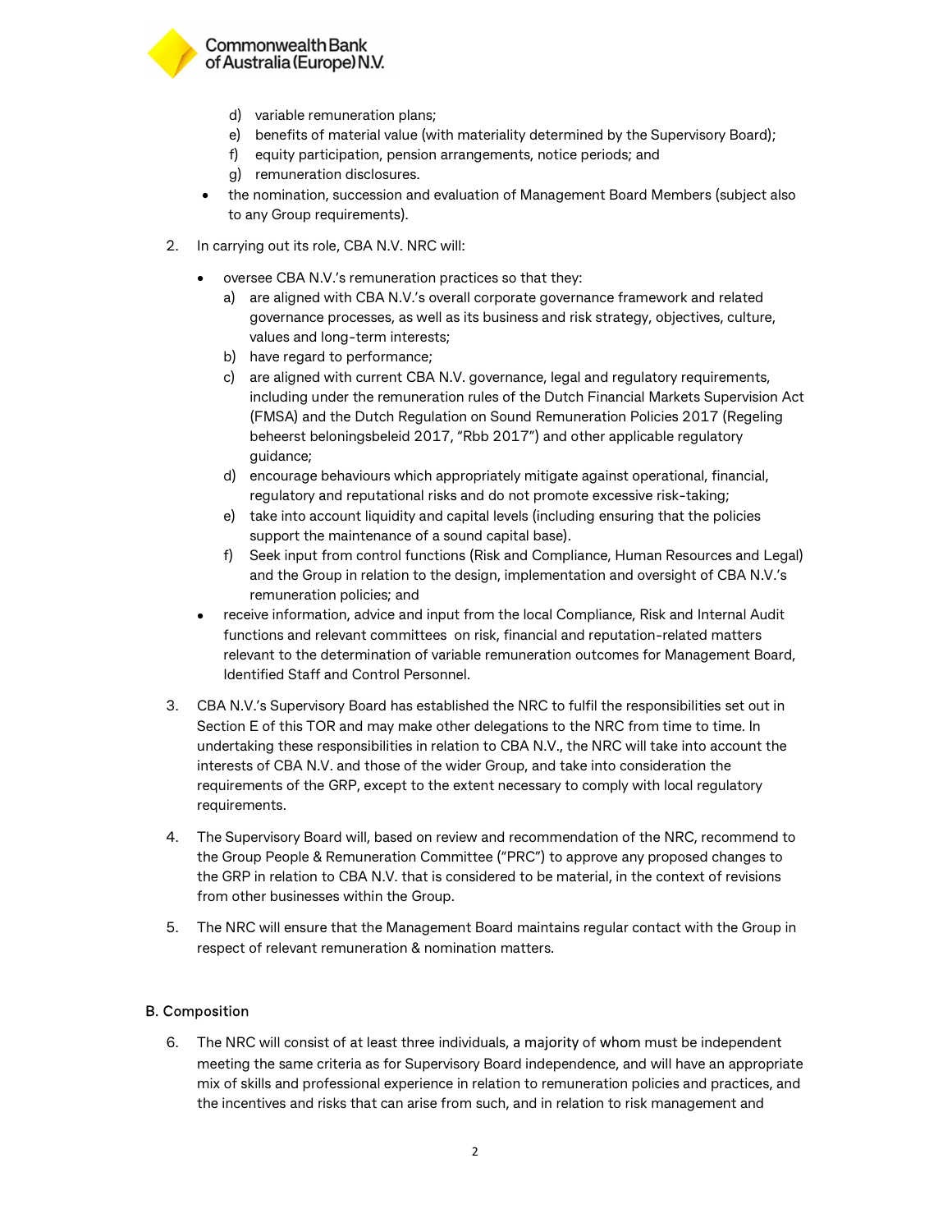d) variable remuneration plans;
    e) benefits of material value (with materiality determined by the Supervisory Board);
    f) equity participation, pension arrangements, notice periods; and
    g) remuneration disclosures.
- the nomination, succession and evaluation of Management Board Members (subject also to any Group requirements).

2. In carrying out its role, CBA N.V. NRC will:

    - oversee CBA N.V.'s remuneration practices so that they:
        a) are aligned with CBA N.V.'s overall corporate governance framework and related governance processes, as well as its business and risk strategy, objectives, culture, values and long-term interests;
        b) have regard to performance;
        c) are aligned with current CBA N.V. governance, legal and regulatory requirements, including under the remuneration rules of the Dutch Financial Markets Supervision Act (FMSA) and the Dutch Regulation on Sound Remuneration Policies 2017 (Regeling beheerst beloningsbeleid 2017, "Rbb 2017") and other applicable regulatory guidance;
        d) encourage behaviours which appropriately mitigate against operational, financial, regulatory and reputational risks and do not promote excessive risk-taking;
        e) take into account liquidity and capital levels (including ensuring that the policies support the maintenance of a sound capital base).
        f) Seek input from control functions (Risk and Compliance, Human Resources and Legal) and the Group in relation to the design, implementation and oversight of CBA N.V.'s remuneration policies; and
    - receive information, advice and input from the local Compliance, Risk and Internal Audit functions and relevant committees on risk, financial and reputation-related matters relevant to the determination of variable remuneration outcomes for Management Board, Identified Staff and Control Personnel.

3. CBA N.V.'s Supervisory Board has established the NRC to fulfil the responsibilities set out in Section E of this TOR and may make other delegations to the NRC from time to time. In undertaking these responsibilities in relation to CBA N.V., the NRC will take into account the interests of CBA N.V. and those of the wider Group, and take into consideration the requirements of the GRP, except to the extent necessary to comply with local regulatory requirements.

4. The Supervisory Board will, based on review and recommendation of the NRC, recommend to the Group People & Remuneration Committee ("PRC") to approve any proposed changes to the GRP in relation to CBA N.V. that is considered to be material, in the context of revisions from other businesses within the Group.

5. The NRC will ensure that the Management Board maintains regular contact with the Group in respect of relevant remuneration & nomination matters.

## B. Composition

6. The NRC will consist of at least three individuals, a majority of whom must be independent meeting the same criteria as for Supervisory Board independence, and will have an appropriate mix of skills and professional experience in relation to remuneration policies and practices, and the incentives and risks that can arise from such, and in relation to risk management and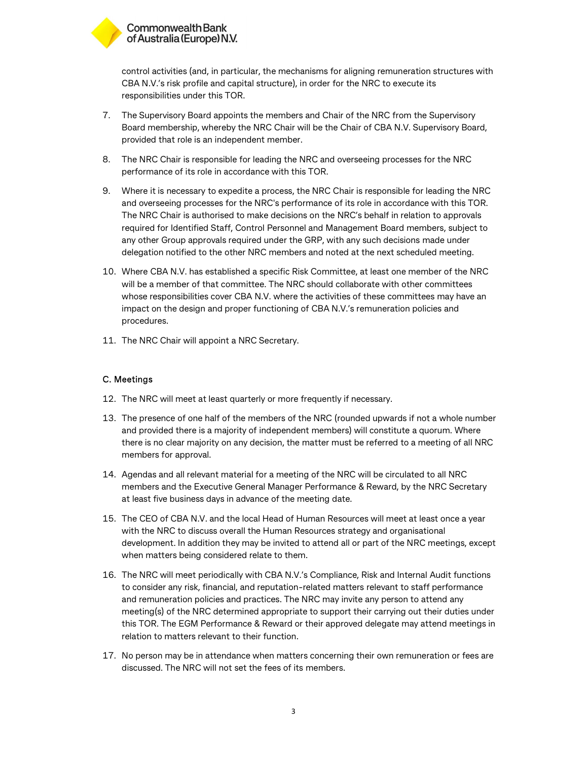control activities (and, in particular, the mechanisms for aligning remuneration structures with CBA N.V.'s risk profile and capital structure), in order for the NRC to execute its responsibilities under this TOR.

7. The Supervisory Board appoints the members and Chair of the NRC from the Supervisory Board membership, whereby the NRC Chair will be the Chair of CBA N.V. Supervisory Board, provided that role is an independent member.

8. The NRC Chair is responsible for leading the NRC and overseeing processes for the NRC performance of its role in accordance with this TOR.

9. Where it is necessary to expedite a process, the NRC Chair is responsible for leading the NRC and overseeing processes for the NRC's performance of its role in accordance with this TOR. The NRC Chair is authorised to make decisions on the NRC's behalf in relation to approvals required for Identified Staff, Control Personnel and Management Board members, subject to any other Group approvals required under the GRP, with any such decisions made under delegation notified to the other NRC members and noted at the next scheduled meeting.

10. Where CBA N.V. has established a specific Risk Committee, at least one member of the NRC will be a member of that committee. The NRC should collaborate with other committees whose responsibilities cover CBA N.V. where the activities of these committees may have an impact on the design and proper functioning of CBA N.V.'s remuneration policies and procedures.

11. The NRC Chair will appoint a NRC Secretary.

## C. Meetings

12. The NRC will meet at least quarterly or more frequently if necessary.

13. The presence of one half of the members of the NRC (rounded upwards if not a whole number and provided there is a majority of independent members) will constitute a quorum. Where there is no clear majority on any decision, the matter must be referred to a meeting of all NRC members for approval.

14. Agendas and all relevant material for a meeting of the NRC will be circulated to all NRC members and the Executive General Manager Performance & Reward, by the NRC Secretary at least five business days in advance of the meeting date.

15. The CEO of CBA N.V. and the local Head of Human Resources will meet at least once a year with the NRC to discuss overall the Human Resources strategy and organisational development. In addition they may be invited to attend all or part of the NRC meetings, except when matters being considered relate to them.

16. The NRC will meet periodically with CBA N.V.'s Compliance, Risk and Internal Audit functions to consider any risk, financial, and reputation-related matters relevant to staff performance and remuneration policies and practices. The NRC may invite any person to attend any meeting(s) of the NRC determined appropriate to support their carrying out their duties under this TOR. The EGM Performance & Reward or their approved delegate may attend meetings in relation to matters relevant to their function.

17. No person may be in attendance when matters concerning their own remuneration or fees are discussed. The NRC will not set the fees of its members.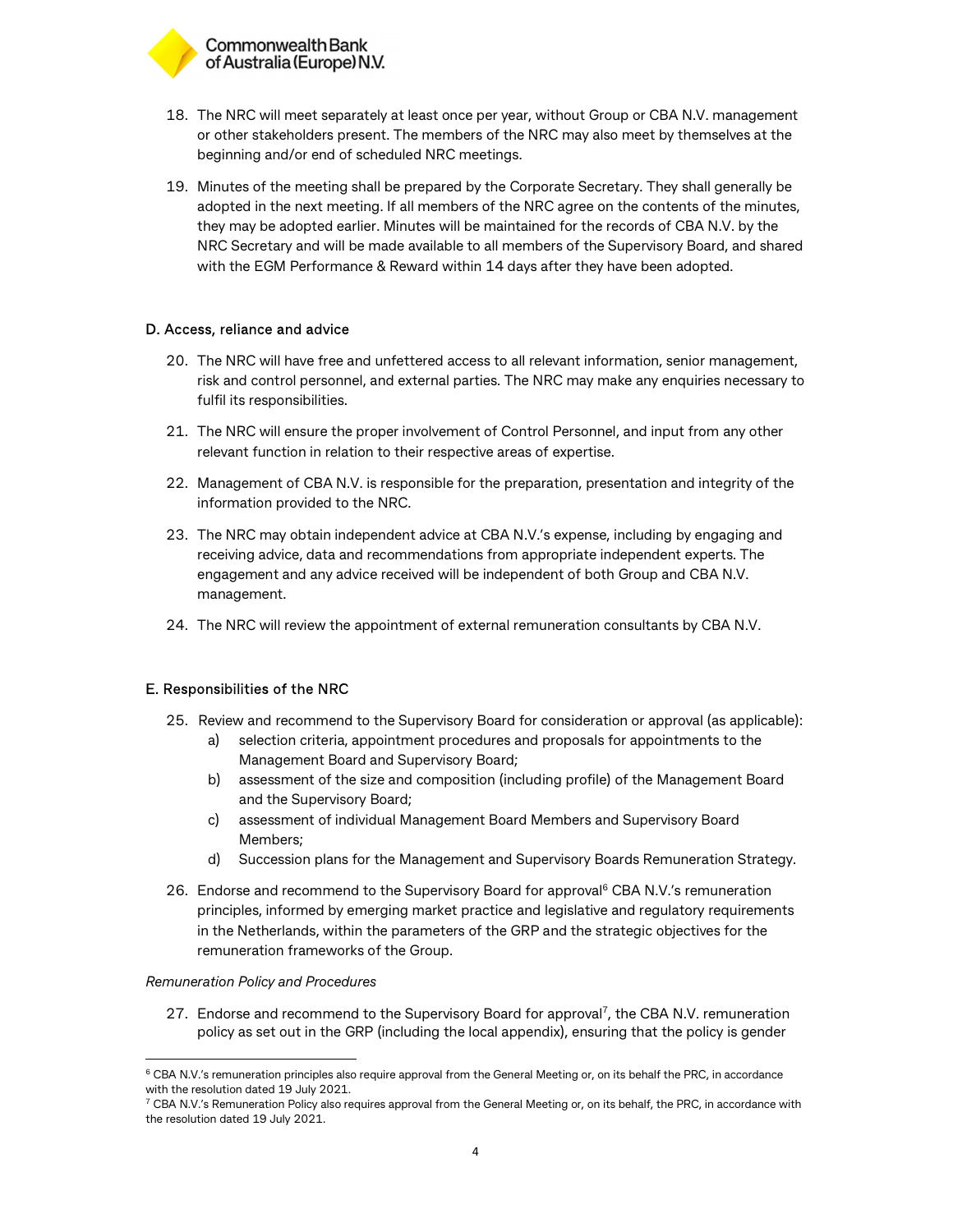18. The NRC will meet separately at least once per year, without Group or CBA N.V. management or other stakeholders present. The members of the NRC may also meet by themselves at the beginning and/or end of scheduled NRC meetings.

19. Minutes of the meeting shall be prepared by the Corporate Secretary. They shall generally be adopted in the next meeting. If all members of the NRC agree on the contents of the minutes, they may be adopted earlier. Minutes will be maintained for the records of CBA N.V. by the NRC Secretary and will be made available to all members of the Supervisory Board, and shared with the EGM Performance & Reward within 14 days after they have been adopted.

## D. Access, reliance and advice

20. The NRC will have free and unfettered access to all relevant information, senior management, risk and control personnel, and external parties. The NRC may make any enquiries necessary to fulfil its responsibilities.

21. The NRC will ensure the proper involvement of Control Personnel, and input from any other relevant function in relation to their respective areas of expertise.

22. Management of CBA N.V. is responsible for the preparation, presentation and integrity of the information provided to the NRC.

23. The NRC may obtain independent advice at CBA N.V.'s expense, including by engaging and receiving advice, data and recommendations from appropriate independent experts. The engagement and any advice received will be independent of both Group and CBA N.V. management.

24. The NRC will review the appointment of external remuneration consultants by CBA N.V.

## E. Responsibilities of the NRC

25. Review and recommend to the Supervisory Board for consideration or approval (as applicable):
    a) selection criteria, appointment procedures and proposals for appointments to the Management Board and Supervisory Board;
    b) assessment of the size and composition (including profile) of the Management Board and the Supervisory Board;
    c) assessment of individual Management Board Members and Supervisory Board Members;
    d) Succession plans for the Management and Supervisory Boards Remuneration Strategy.

26. Endorse and recommend to the Supervisory Board for approval[6] CBA N.V.'s remuneration principles, informed by emerging market practice and legislative and regulatory requirements in the Netherlands, within the parameters of the GRP and the strategic objectives for the remuneration frameworks of the Group.

*Remuneration Policy and Procedures*

27. Endorse and recommend to the Supervisory Board for approval[7], the CBA N.V. remuneration policy as set out in the GRP (including the local appendix), ensuring that the policy is gender

---

[6] CBA N.V.'s remuneration principles also require approval from the General Meeting or, on its behalf the PRC, in accordance with the resolution dated 19 July 2021.

[7] CBA N.V.'s Remuneration Policy also requires approval from the General Meeting or, on its behalf, the PRC, in accordance with the resolution dated 19 July 2021.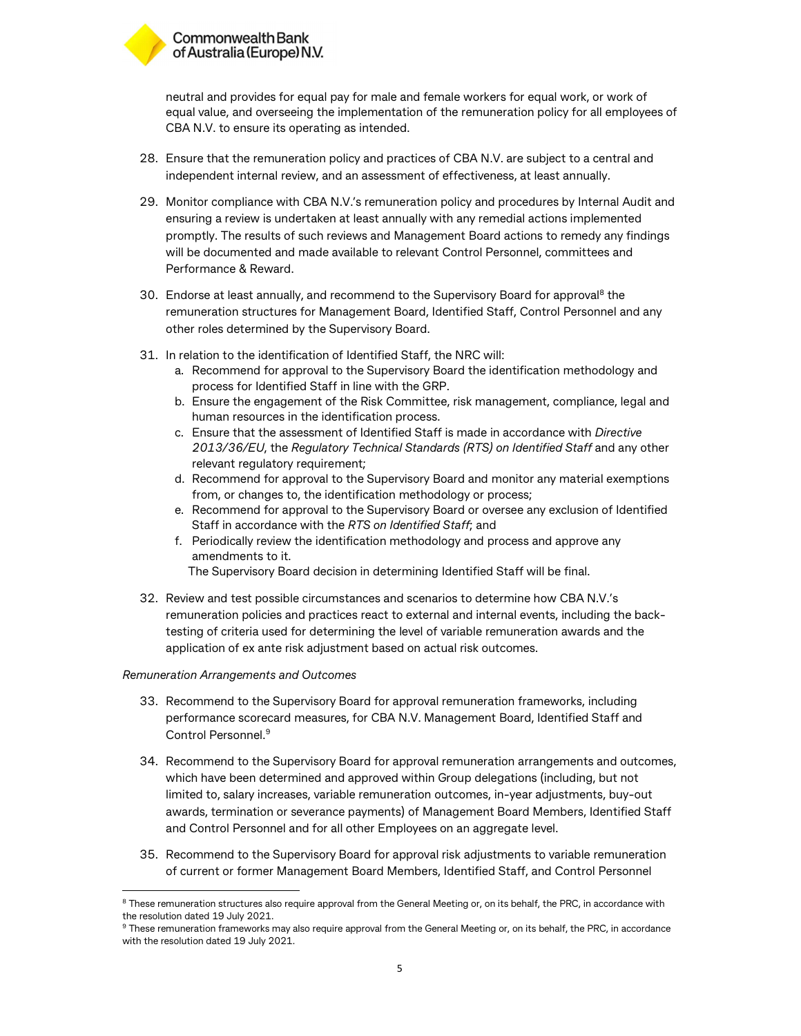neutral and provides for equal pay for male and female workers for equal work, or work of equal value, and overseeing the implementation of the remuneration policy for all employees of CBA N.V. to ensure its operating as intended.

28. Ensure that the remuneration policy and practices of CBA N.V. are subject to a central and independent internal review, and an assessment of effectiveness, at least annually.

29. Monitor compliance with CBA N.V.'s remuneration policy and procedures by Internal Audit and ensuring a review is undertaken at least annually with any remedial actions implemented promptly. The results of such reviews and Management Board actions to remedy any findings will be documented and made available to relevant Control Personnel, committees and Performance & Reward.

30. Endorse at least annually, and recommend to the Supervisory Board for approval[8] the remuneration structures for Management Board, Identified Staff, Control Personnel and any other roles determined by the Supervisory Board.

31. In relation to the identification of Identified Staff, the NRC will:
    a. Recommend for approval to the Supervisory Board the identification methodology and process for Identified Staff in line with the GRP.
    b. Ensure the engagement of the Risk Committee, risk management, compliance, legal and human resources in the identification process.
    c. Ensure that the assessment of Identified Staff is made in accordance with *Directive 2013/36/EU*, the *Regulatory Technical Standards (RTS) on Identified Staff* and any other relevant regulatory requirement;
    d. Recommend for approval to the Supervisory Board and monitor any material exemptions from, or changes to, the identification methodology or process;
    e. Recommend for approval to the Supervisory Board or oversee any exclusion of Identified Staff in accordance with the *RTS on Identified Staff*; and
    f. Periodically review the identification methodology and process and approve any amendments to it.

    The Supervisory Board decision in determining Identified Staff will be final.

32. Review and test possible circumstances and scenarios to determine how CBA N.V.'s remuneration policies and practices react to external and internal events, including the back-testing of criteria used for determining the level of variable remuneration awards and the application of ex ante risk adjustment based on actual risk outcomes.

*Remuneration Arrangements and Outcomes*

33. Recommend to the Supervisory Board for approval remuneration frameworks, including performance scorecard measures, for CBA N.V. Management Board, Identified Staff and Control Personnel.[9]

34. Recommend to the Supervisory Board for approval remuneration arrangements and outcomes, which have been determined and approved within Group delegations (including, but not limited to, salary increases, variable remuneration outcomes, in-year adjustments, buy-out awards, termination or severance payments) of Management Board Members, Identified Staff and Control Personnel and for all other Employees on an aggregate level.

35. Recommend to the Supervisory Board for approval risk adjustments to variable remuneration of current or former Management Board Members, Identified Staff, and Control Personnel

---

[8] These remuneration structures also require approval from the General Meeting or, on its behalf, the PRC, in accordance with the resolution dated 19 July 2021.

[9] These remuneration frameworks may also require approval from the General Meeting or, on its behalf, the PRC, in accordance with the resolution dated 19 July 2021.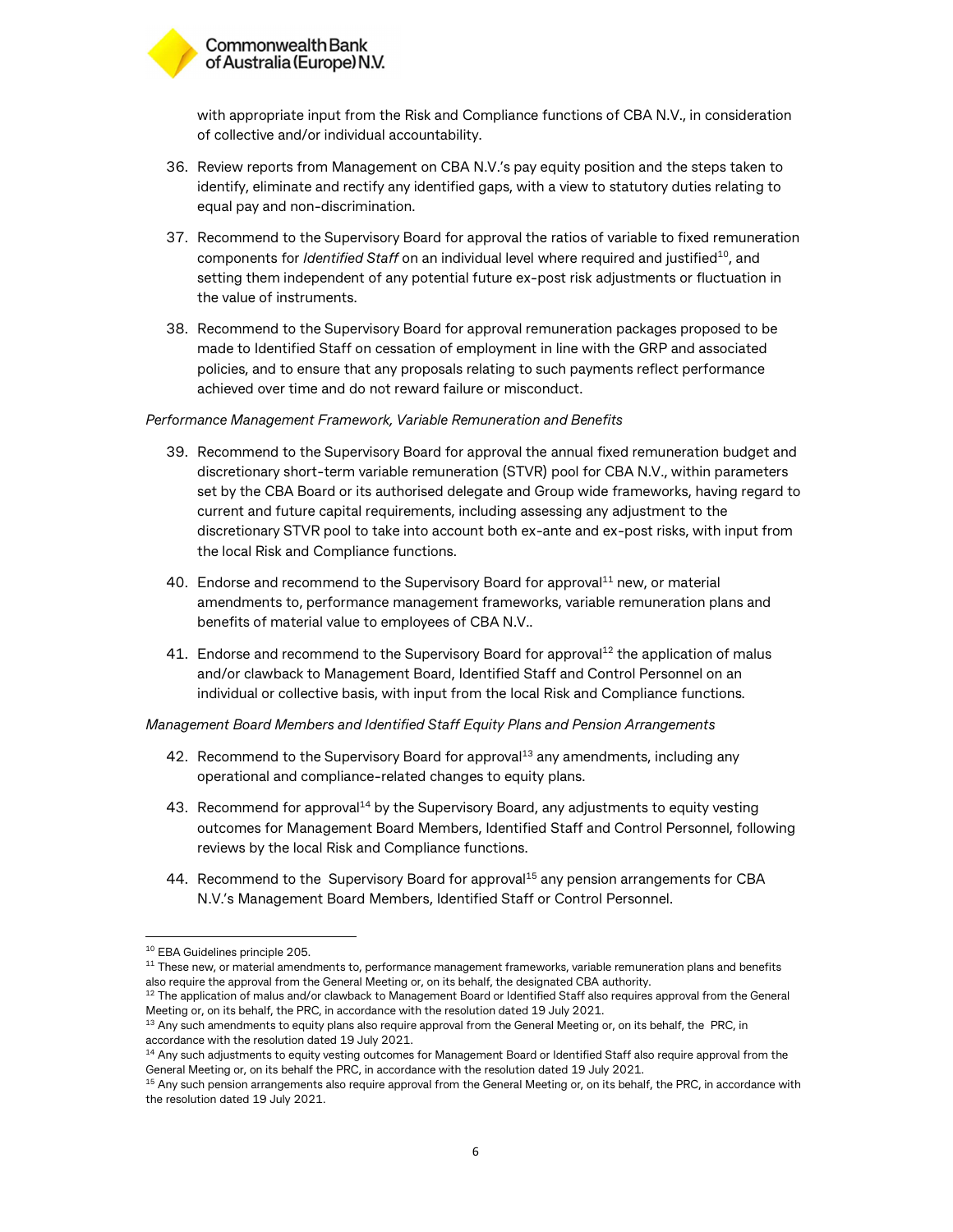with appropriate input from the Risk and Compliance functions of CBA N.V., in consideration of collective and/or individual accountability.

36. Review reports from Management on CBA N.V.'s pay equity position and the steps taken to identify, eliminate and rectify any identified gaps, with a view to statutory duties relating to equal pay and non-discrimination.

37. Recommend to the Supervisory Board for approval the ratios of variable to fixed remuneration components for *Identified Staff* on an individual level where required and justified[10], and setting them independent of any potential future ex-post risk adjustments or fluctuation in the value of instruments.

38. Recommend to the Supervisory Board for approval remuneration packages proposed to be made to Identified Staff on cessation of employment in line with the GRP and associated policies, and to ensure that any proposals relating to such payments reflect performance achieved over time and do not reward failure or misconduct.

*Performance Management Framework, Variable Remuneration and Benefits*

39. Recommend to the Supervisory Board for approval the annual fixed remuneration budget and discretionary short-term variable remuneration (STVR) pool for CBA N.V., within parameters set by the CBA Board or its authorised delegate and Group wide frameworks, having regard to current and future capital requirements, including assessing any adjustment to the discretionary STVR pool to take into account both ex-ante and ex-post risks, with input from the local Risk and Compliance functions.

40. Endorse and recommend to the Supervisory Board for approval[11] new, or material amendments to, performance management frameworks, variable remuneration plans and benefits of material value to employees of CBA N.V..

41. Endorse and recommend to the Supervisory Board for approval[12] the application of malus and/or clawback to Management Board, Identified Staff and Control Personnel on an individual or collective basis, with input from the local Risk and Compliance functions.

*Management Board Members and Identified Staff Equity Plans and Pension Arrangements*

42. Recommend to the Supervisory Board for approval[13] any amendments, including any operational and compliance-related changes to equity plans.

43. Recommend for approval[14] by the Supervisory Board, any adjustments to equity vesting outcomes for Management Board Members, Identified Staff and Control Personnel, following reviews by the local Risk and Compliance functions.

44. Recommend to the Supervisory Board for approval[15] any pension arrangements for CBA N.V.'s Management Board Members, Identified Staff or Control Personnel.

---

[10] EBA Guidelines principle 205.

[11] These new, or material amendments to, performance management frameworks, variable remuneration plans and benefits also require the approval from the General Meeting or, on its behalf, the designated CBA authority.

[12] The application of malus and/or clawback to Management Board or Identified Staff also requires approval from the General Meeting or, on its behalf, the PRC, in accordance with the resolution dated 19 July 2021.

[13] Any such amendments to equity plans also require approval from the General Meeting or, on its behalf, the PRC, in accordance with the resolution dated 19 July 2021.

[14] Any such adjustments to equity vesting outcomes for Management Board or Identified Staff also require approval from the General Meeting or, on its behalf the PRC, in accordance with the resolution dated 19 July 2021.

[15] Any such pension arrangements also require approval from the General Meeting or, on its behalf, the PRC, in accordance with the resolution dated 19 July 2021.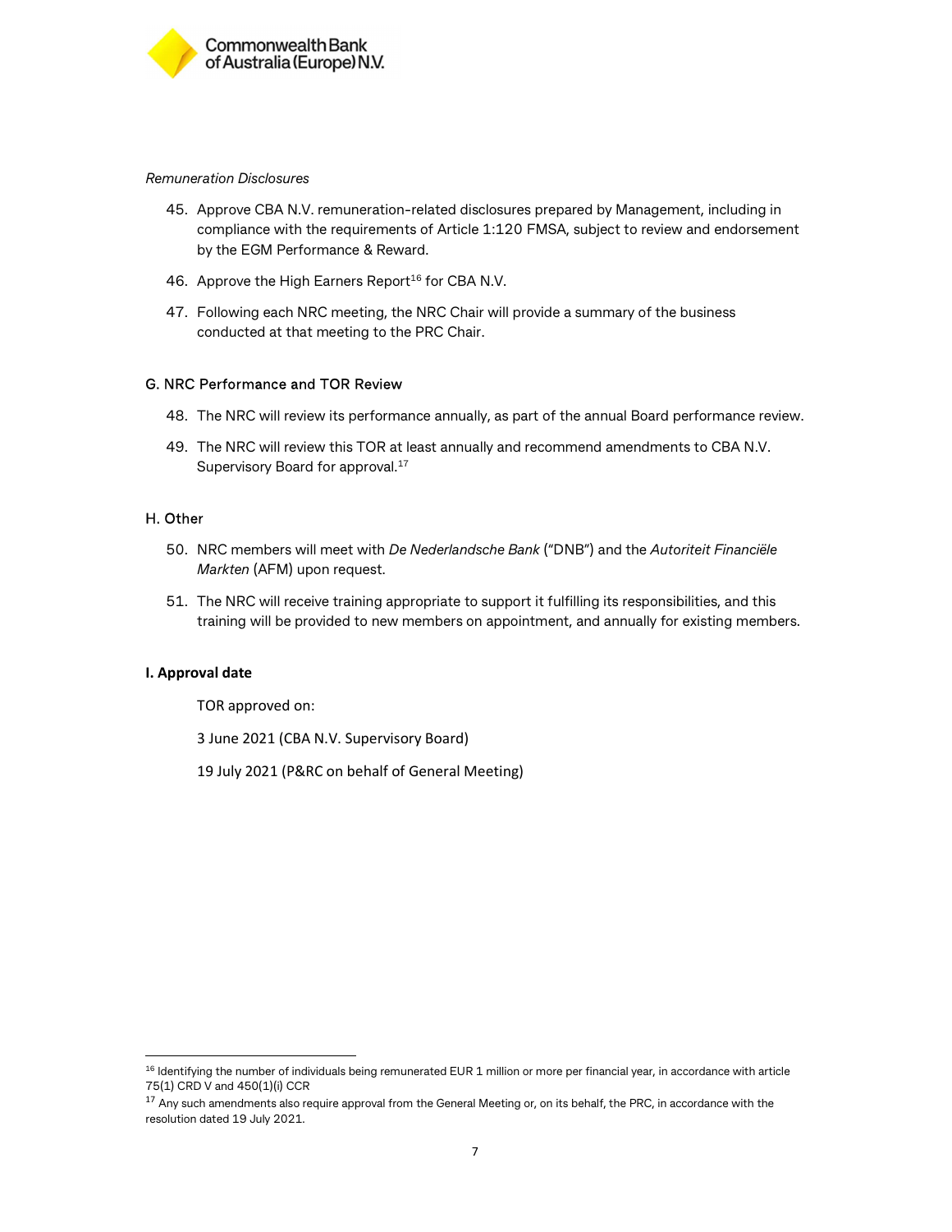*Remuneration Disclosures*

45. Approve CBA N.V. remuneration-related disclosures prepared by Management, including in compliance with the requirements of Article 1:120 FMSA, subject to review and endorsement by the EGM Performance & Reward.
46. Approve the High Earners Report[16] for CBA N.V.
47. Following each NRC meeting, the NRC Chair will provide a summary of the business conducted at that meeting to the PRC Chair.

## G. NRC Performance and TOR Review

48. The NRC will review its performance annually, as part of the annual Board performance review.
49. The NRC will review this TOR at least annually and recommend amendments to CBA N.V. Supervisory Board for approval.[17]

## H. Other

50. NRC members will meet with *De Nederlandsche Bank* ("DNB") and the *Autoriteit Financiële Markten* (AFM) upon request.
51. The NRC will receive training appropriate to support it fulfilling its responsibilities, and this training will be provided to new members on appointment, and annually for existing members.

## I. Approval date

TOR approved on:

3 June 2021 (CBA N.V. Supervisory Board)

19 July 2021 (P&RC on behalf of General Meeting)

---

[16] Identifying the number of individuals being remunerated EUR 1 million or more per financial year, in accordance with article 75(1) CRD V and 450(1)(i) CCR

[17] Any such amendments also require approval from the General Meeting or, on its behalf, the PRC, in accordance with the resolution dated 19 July 2021.